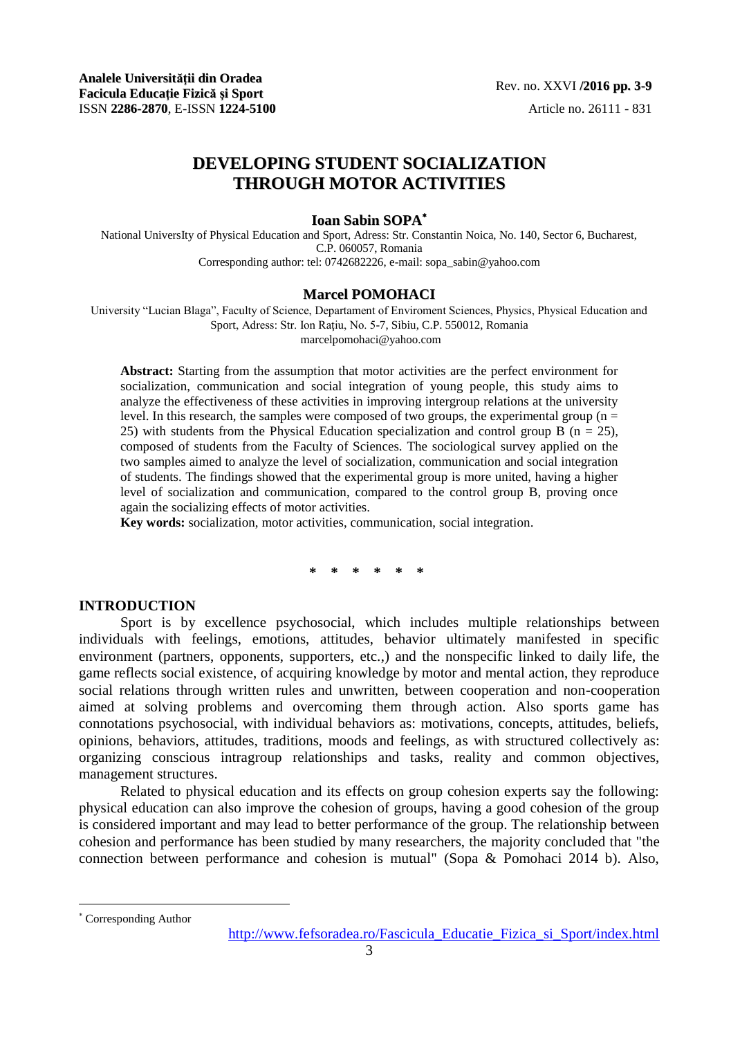# DEVELOPING STUDENT SOCIALIZATION THROUGH MOTOR ACTIVITIES

**Ioan Sabin SOPA***

National UniversIty of Physical Education and Sport, Adress: Str. Constantin Noica, No. 140, Sector 6, Bucharest, C.P. 060057, Romania
Corresponding author: tel: 0742682226, e-mail: sopa_sabin@yahoo.com

**Marcel POMOHACI**

University "Lucian Blaga", Faculty of Science, Departament of Enviroment Sciences, Physics, Physical Education and Sport, Adress: Str. Ion Rațiu, No. 5-7, Sibiu, C.P. 550012, Romania
marcelpomohaci@yahoo.com

**Abstract:** Starting from the assumption that motor activities are the perfect environment for socialization, communication and social integration of young people, this study aims to analyze the effectiveness of these activities in improving intergroup relations at the university level. In this research, the samples were composed of two groups, the experimental group ($n = 25$) with students from the Physical Education specialization and control group B ($n = 25$), composed of students from the Faculty of Sciences. The sociological survey applied on the two samples aimed to analyze the level of socialization, communication and social integration of students. The findings showed that the experimental group is more united, having a higher level of socialization and communication, compared to the control group B, proving once again the socializing effects of motor activities.

**Key words:** socialization, motor activities, communication, social integration.

\* \* \* \* \* \*

## INTRODUCTION

Sport is by excellence psychosocial, which includes multiple relationships between individuals with feelings, emotions, attitudes, behavior ultimately manifested in specific environment (partners, opponents, supporters, etc.,) and the nonspecific linked to daily life, the game reflects social existence, of acquiring knowledge by motor and mental action, they reproduce social relations through written rules and unwritten, between cooperation and non-cooperation aimed at solving problems and overcoming them through action. Also sports game has connotations psychosocial, with individual behaviors as: motivations, concepts, attitudes, beliefs, opinions, behaviors, attitudes, traditions, moods and feelings, as with structured collectively as: organizing conscious intragroup relationships and tasks, reality and common objectives, management structures.

Related to physical education and its effects on group cohesion experts say the following: physical education can also improve the cohesion of groups, having a good cohesion of the group is considered important and may lead to better performance of the group. The relationship between cohesion and performance has been studied by many researchers, the majority concluded that "the connection between performance and cohesion is mutual" (Sopa & Pomohaci 2014 b). Also,

\* Corresponding Author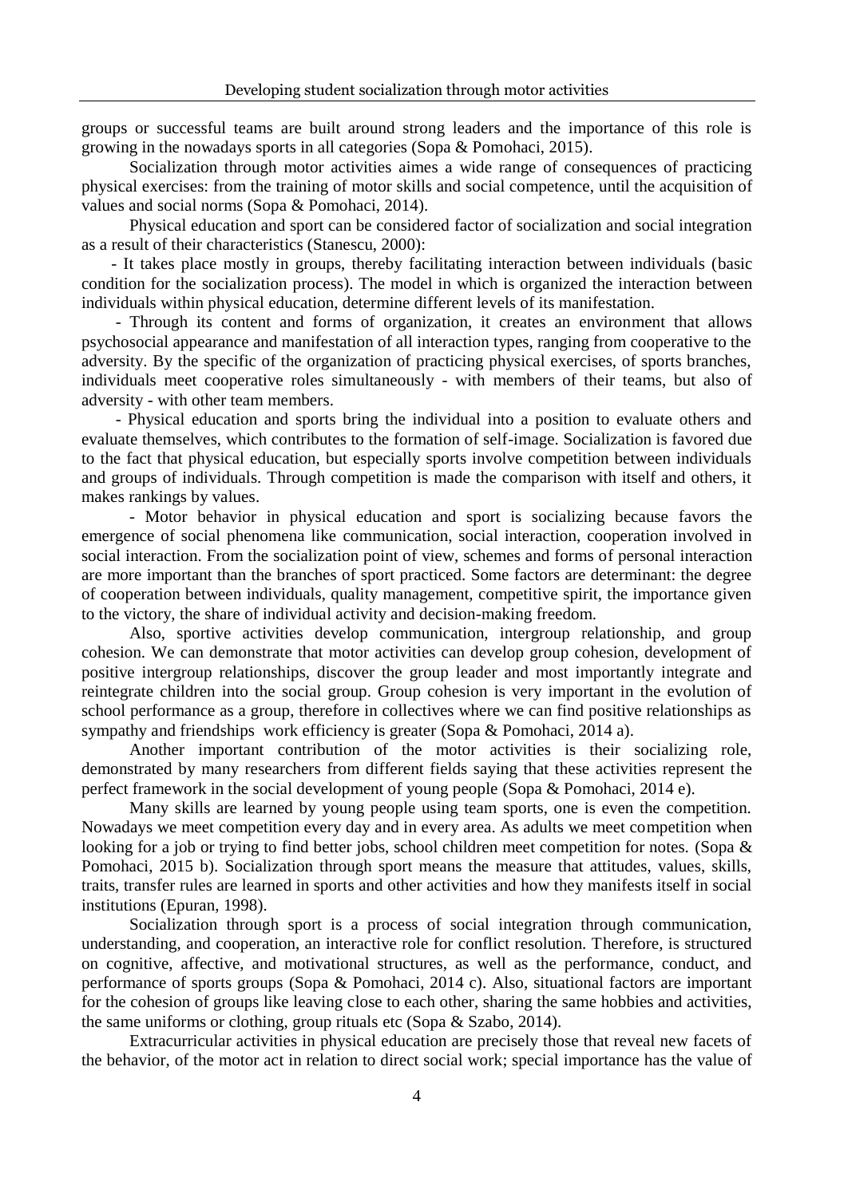groups or successful teams are built around strong leaders and the importance of this role is growing in the nowadays sports in all categories (Sopa & Pomohaci, 2015).

Socialization through motor activities aimes a wide range of consequences of practicing physical exercises: from the training of motor skills and social competence, until the acquisition of values and social norms (Sopa & Pomohaci, 2014).

Physical education and sport can be considered factor of socialization and social integration as a result of their characteristics (Stanescu, 2000):

- It takes place mostly in groups, thereby facilitating interaction between individuals (basic condition for the socialization process). The model in which is organized the interaction between individuals within physical education, determine different levels of its manifestation.
- Through its content and forms of organization, it creates an environment that allows psychosocial appearance and manifestation of all interaction types, ranging from cooperative to the adversity. By the specific of the organization of practicing physical exercises, of sports branches, individuals meet cooperative roles simultaneously - with members of their teams, but also of adversity - with other team members.
- Physical education and sports bring the individual into a position to evaluate others and evaluate themselves, which contributes to the formation of self-image. Socialization is favored due to the fact that physical education, but especially sports involve competition between individuals and groups of individuals. Through competition is made the comparison with itself and others, it makes rankings by values.
- Motor behavior in physical education and sport is socializing because favors the emergence of social phenomena like communication, social interaction, cooperation involved in social interaction. From the socialization point of view, schemes and forms of personal interaction are more important than the branches of sport practiced. Some factors are determinant: the degree of cooperation between individuals, quality management, competitive spirit, the importance given to the victory, the share of individual activity and decision-making freedom.

Also, sportive activities develop communication, intergroup relationship, and group cohesion. We can demonstrate that motor activities can develop group cohesion, development of positive intergroup relationships, discover the group leader and most importantly integrate and reintegrate children into the social group. Group cohesion is very important in the evolution of school performance as a group, therefore in collectives where we can find positive relationships as sympathy and friendships work efficiency is greater (Sopa & Pomohaci, 2014 a).

Another important contribution of the motor activities is their socializing role, demonstrated by many researchers from different fields saying that these activities represent the perfect framework in the social development of young people (Sopa & Pomohaci, 2014 e).

Many skills are learned by young people using team sports, one is even the competition. Nowadays we meet competition every day and in every area. As adults we meet competition when looking for a job or trying to find better jobs, school children meet competition for notes. (Sopa & Pomohaci, 2015 b). Socialization through sport means the measure that attitudes, values, skills, traits, transfer rules are learned in sports and other activities and how they manifests itself in social institutions (Epuran, 1998).

Socialization through sport is a process of social integration through communication, understanding, and cooperation, an interactive role for conflict resolution. Therefore, is structured on cognitive, affective, and motivational structures, as well as the performance, conduct, and performance of sports groups (Sopa & Pomohaci, 2014 c). Also, situational factors are important for the cohesion of groups like leaving close to each other, sharing the same hobbies and activities, the same uniforms or clothing, group rituals etc (Sopa & Szabo, 2014).

Extracurricular activities in physical education are precisely those that reveal new facets of the behavior, of the motor act in relation to direct social work; special importance has the value of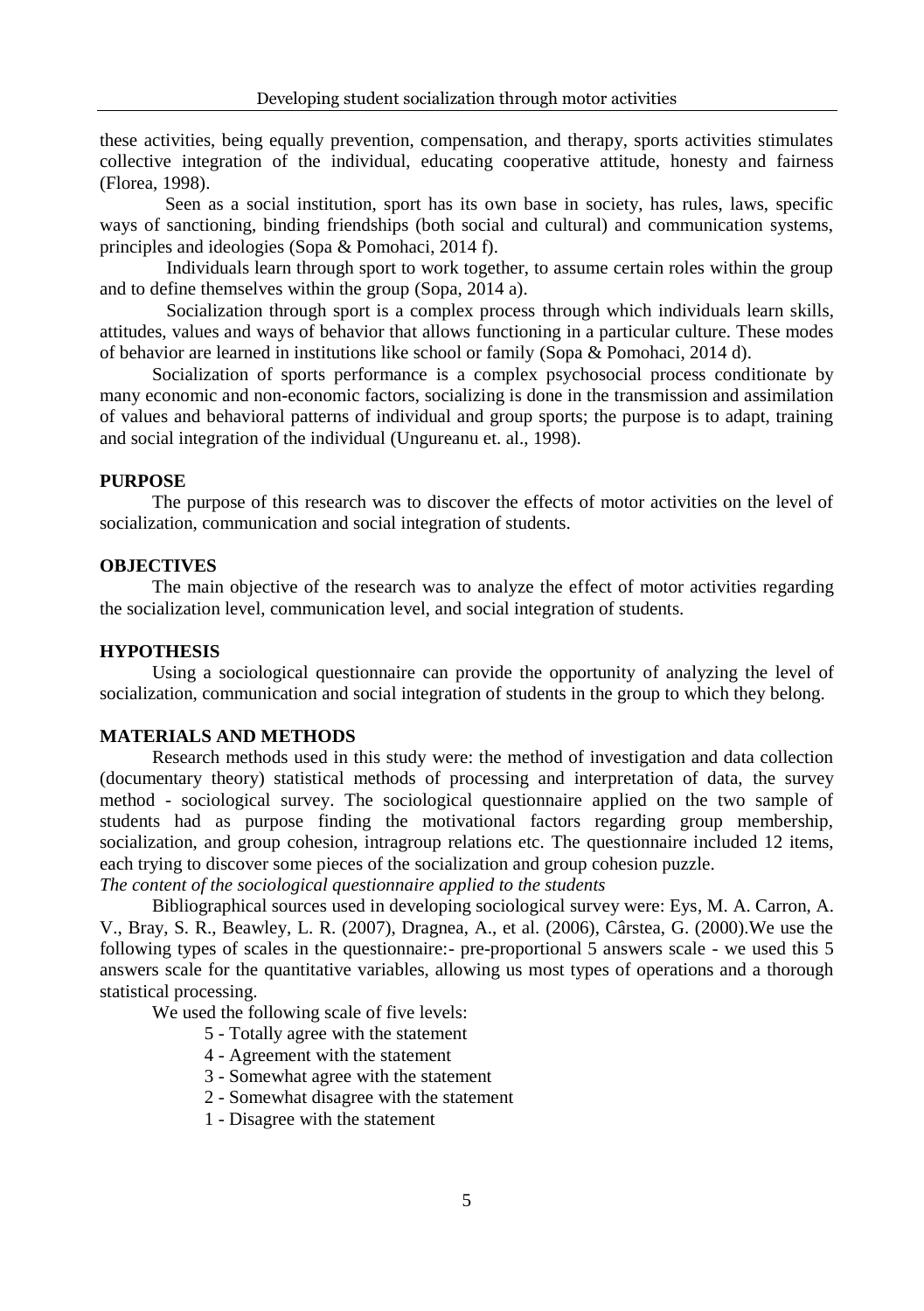these activities, being equally prevention, compensation, and therapy, sports activities stimulates collective integration of the individual, educating cooperative attitude, honesty and fairness (Florea, 1998).

Seen as a social institution, sport has its own base in society, has rules, laws, specific ways of sanctioning, binding friendships (both social and cultural) and communication systems, principles and ideologies (Sopa & Pomohaci, 2014 f).

Individuals learn through sport to work together, to assume certain roles within the group and to define themselves within the group (Sopa, 2014 a).

Socialization through sport is a complex process through which individuals learn skills, attitudes, values and ways of behavior that allows functioning in a particular culture. These modes of behavior are learned in institutions like school or family (Sopa & Pomohaci, 2014 d).

Socialization of sports performance is a complex psychosocial process conditionate by many economic and non-economic factors, socializing is done in the transmission and assimilation of values and behavioral patterns of individual and group sports; the purpose is to adapt, training and social integration of the individual (Ungureanu et. al., 1998).

## PURPOSE

The purpose of this research was to discover the effects of motor activities on the level of socialization, communication and social integration of students.

## OBJECTIVES

The main objective of the research was to analyze the effect of motor activities regarding the socialization level, communication level, and social integration of students.

## HYPOTHESIS

Using a sociological questionnaire can provide the opportunity of analyzing the level of socialization, communication and social integration of students in the group to which they belong.

## MATERIALS AND METHODS

Research methods used in this study were: the method of investigation and data collection (documentary theory) statistical methods of processing and interpretation of data, the survey method - sociological survey. The sociological questionnaire applied on the two sample of students had as purpose finding the motivational factors regarding group membership, socialization, and group cohesion, intragroup relations etc. The questionnaire included 12 items, each trying to discover some pieces of the socialization and group cohesion puzzle.

*The content of the sociological questionnaire applied to the students*

Bibliographical sources used in developing sociological survey were: Eys, M. A. Carron, A. V., Bray, S. R., Beawley, L. R. (2007), Dragnea, A., et al. (2006), Cârstea, G. (2000).We use the following types of scales in the questionnaire:- pre-proportional 5 answers scale - we used this 5 answers scale for the quantitative variables, allowing us most types of operations and a thorough statistical processing.

We used the following scale of five levels:

- 5 - Totally agree with the statement
- 4 - Agreement with the statement
- 3 - Somewhat agree with the statement
- 2 - Somewhat disagree with the statement
- 1 - Disagree with the statement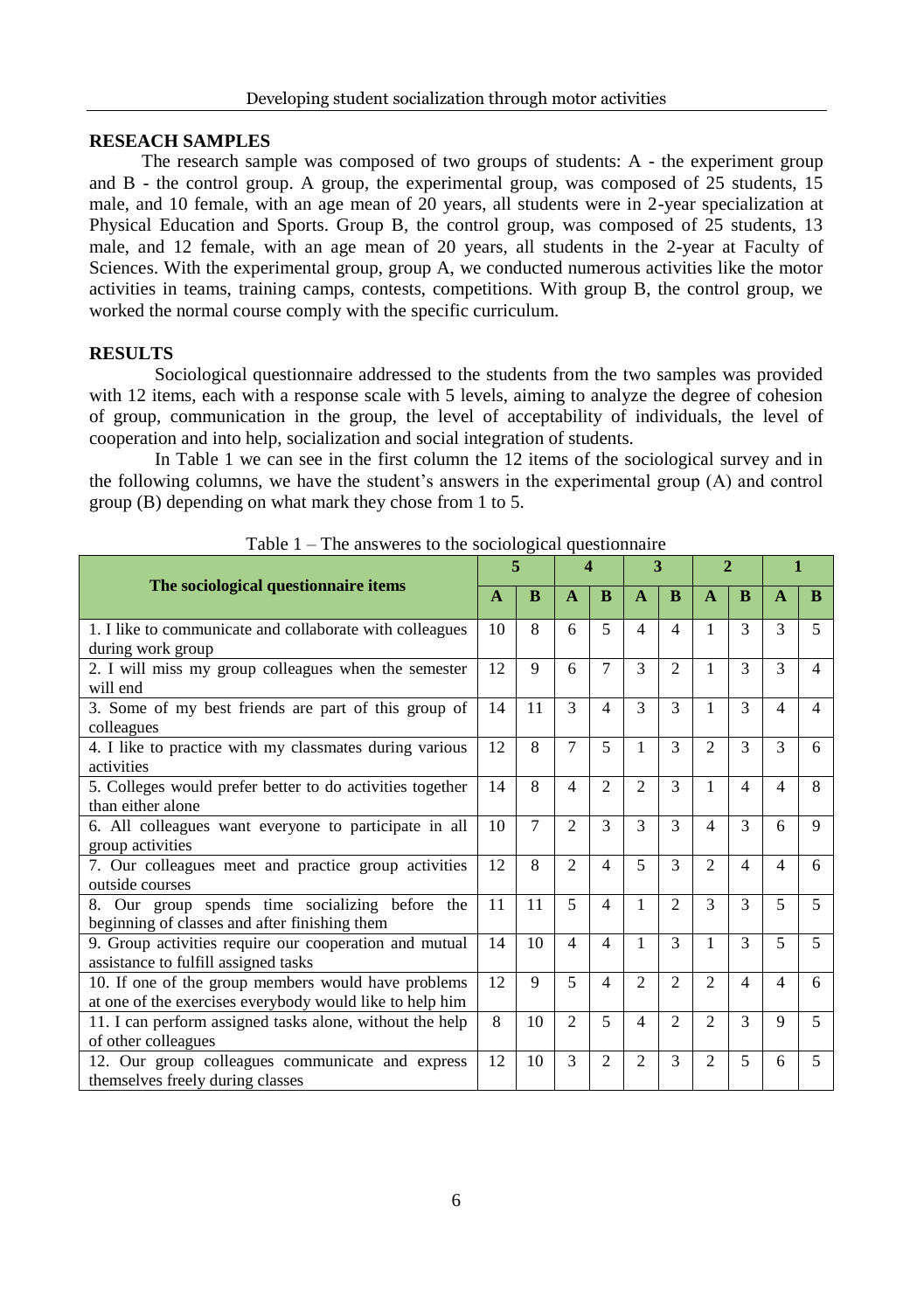## RESEACH SAMPLES

The research sample was composed of two groups of students: A - the experiment group and B - the control group. A group, the experimental group, was composed of 25 students, 15 male, and 10 female, with an age mean of 20 years, all students were in 2-year specialization at Physical Education and Sports. Group B, the control group, was composed of 25 students, 13 male, and 12 female, with an age mean of 20 years, all students in the 2-year at Faculty of Sciences. With the experimental group, group A, we conducted numerous activities like the motor activities in teams, training camps, contests, competitions. With group B, the control group, we worked the normal course comply with the specific curriculum.

## RESULTS

Sociological questionnaire addressed to the students from the two samples was provided with 12 items, each with a response scale with 5 levels, aiming to analyze the degree of cohesion of group, communication in the group, the level of acceptability of individuals, the level of cooperation and into help, socialization and social integration of students.

In Table 1 we can see in the first column the 12 items of the sociological survey and in the following columns, we have the student's answers in the experimental group (A) and control group (B) depending on what mark they chose from 1 to 5.

Table 1 – The answeres to the sociological questionnaire

| The sociological questionnaire items | 5 | | 4 | | 3 | | 2 | | 1 | |
|---|---|---|---|---|---|---|---|---|---|---|
| | **A** | **B** | **A** | **B** | **A** | **B** | **A** | **B** | **A** | **B** |
| 1. I like to communicate and collaborate with colleagues during work group | 10 | 8 | 6 | 5 | 4 | 4 | 1 | 3 | 3 | 5 |
| 2. I will miss my group colleagues when the semester will end | 12 | 9 | 6 | 7 | 3 | 2 | 1 | 3 | 3 | 4 |
| 3. Some of my best friends are part of this group of colleagues | 14 | 11 | 3 | 4 | 3 | 3 | 1 | 3 | 4 | 4 |
| 4. I like to practice with my classmates during various activities | 12 | 8 | 7 | 5 | 1 | 3 | 2 | 3 | 3 | 6 |
| 5. Colleges would prefer better to do activities together than either alone | 14 | 8 | 4 | 2 | 2 | 3 | 1 | 4 | 4 | 8 |
| 6. All colleagues want everyone to participate in all group activities | 10 | 7 | 2 | 3 | 3 | 3 | 4 | 3 | 6 | 9 |
| 7. Our colleagues meet and practice group activities outside courses | 12 | 8 | 2 | 4 | 5 | 3 | 2 | 4 | 4 | 6 |
| 8. Our group spends time socializing before the beginning of classes and after finishing them | 11 | 11 | 5 | 4 | 1 | 2 | 3 | 3 | 5 | 5 |
| 9. Group activities require our cooperation and mutual assistance to fulfill assigned tasks | 14 | 10 | 4 | 4 | 1 | 3 | 1 | 3 | 5 | 5 |
| 10. If one of the group members would have problems at one of the exercises everybody would like to help him | 12 | 9 | 5 | 4 | 2 | 2 | 2 | 4 | 4 | 6 |
| 11. I can perform assigned tasks alone, without the help of other colleagues | 8 | 10 | 2 | 5 | 4 | 2 | 2 | 3 | 9 | 5 |
| 12. Our group colleagues communicate and express themselves freely during classes | 12 | 10 | 3 | 2 | 2 | 3 | 2 | 5 | 6 | 5 |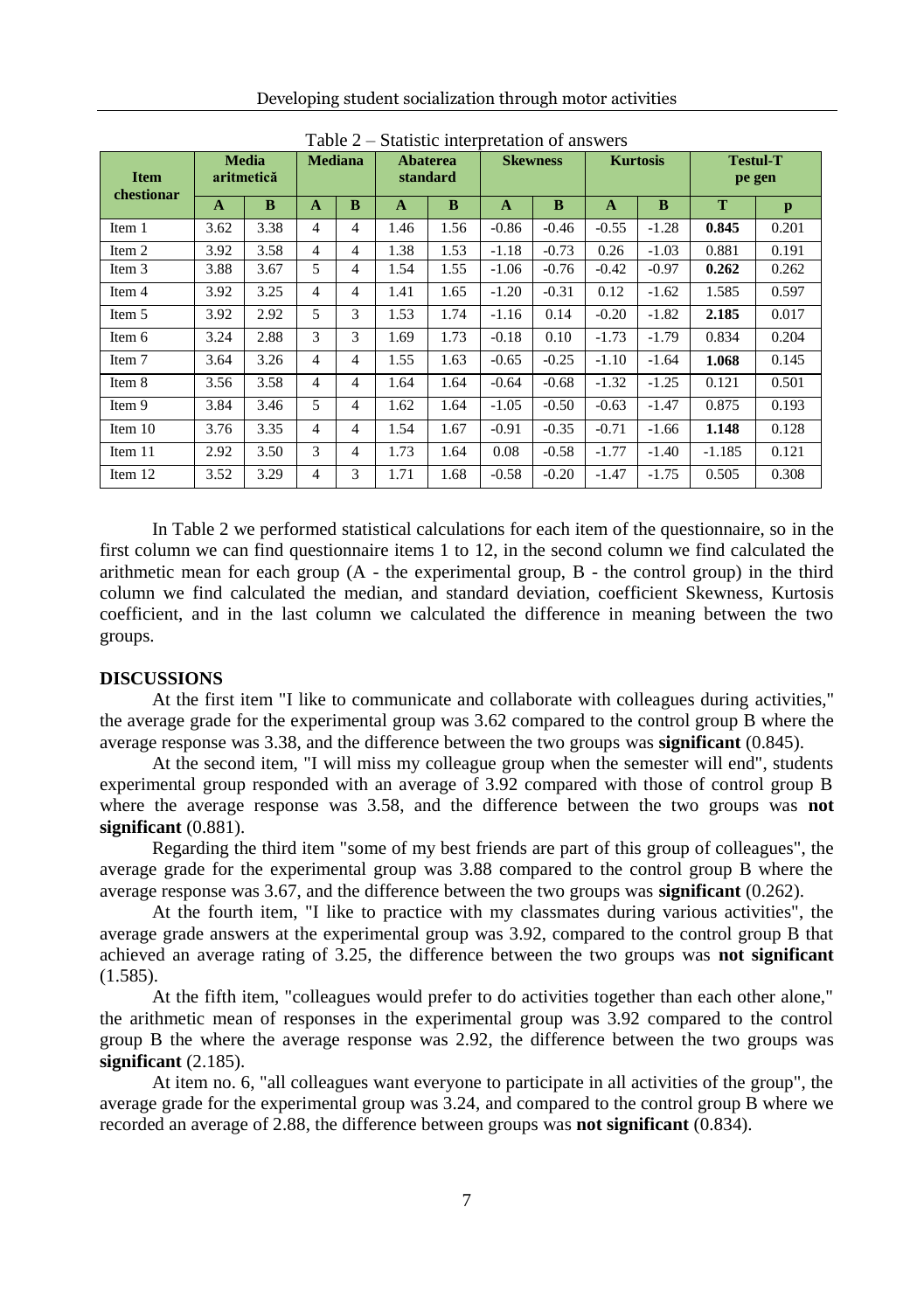Table 2 – Statistic interpretation of answers

| Item chestionar | Media aritmetică | | Mediana | | Abaterea standard | | Skewness | | Kurtosis | | Testul-T pe gen | |
|---|---|---|---|---|---|---|---|---|---|---|---|---|
| | A | B | A | B | A | B | A | B | A | B | T | p |
| Item 1 | 3.62 | 3.38 | 4 | 4 | 1.46 | 1.56 | -0.86 | -0.46 | -0.55 | -1.28 | **0.845** | 0.201 |
| Item 2 | 3.92 | 3.58 | 4 | 4 | 1.38 | 1.53 | -1.18 | -0.73 | 0.26 | -1.03 | 0.881 | 0.191 |
| Item 3 | 3.88 | 3.67 | 5 | 4 | 1.54 | 1.55 | -1.06 | -0.76 | -0.42 | -0.97 | **0.262** | 0.262 |
| Item 4 | 3.92 | 3.25 | 4 | 4 | 1.41 | 1.65 | -1.20 | -0.31 | 0.12 | -1.62 | 1.585 | 0.597 |
| Item 5 | 3.92 | 2.92 | 5 | 3 | 1.53 | 1.74 | -1.16 | 0.14 | -0.20 | -1.82 | **2.185** | 0.017 |
| Item 6 | 3.24 | 2.88 | 3 | 3 | 1.69 | 1.73 | -0.18 | 0.10 | -1.73 | -1.79 | 0.834 | 0.204 |
| Item 7 | 3.64 | 3.26 | 4 | 4 | 1.55 | 1.63 | -0.65 | -0.25 | -1.10 | -1.64 | **1.068** | 0.145 |
| Item 8 | 3.56 | 3.58 | 4 | 4 | 1.64 | 1.64 | -0.64 | -0.68 | -1.32 | -1.25 | 0.121 | 0.501 |
| Item 9 | 3.84 | 3.46 | 5 | 4 | 1.62 | 1.64 | -1.05 | -0.50 | -0.63 | -1.47 | 0.875 | 0.193 |
| Item 10 | 3.76 | 3.35 | 4 | 4 | 1.54 | 1.67 | -0.91 | -0.35 | -0.71 | -1.66 | **1.148** | 0.128 |
| Item 11 | 2.92 | 3.50 | 3 | 4 | 1.73 | 1.64 | 0.08 | -0.58 | -1.77 | -1.40 | -1.185 | 0.121 |
| Item 12 | 3.52 | 3.29 | 4 | 3 | 1.71 | 1.68 | -0.58 | -0.20 | -1.47 | -1.75 | 0.505 | 0.308 |

In Table 2 we performed statistical calculations for each item of the questionnaire, so in the first column we can find questionnaire items 1 to 12, in the second column we find calculated the arithmetic mean for each group (A - the experimental group, B - the control group) in the third column we find calculated the median, and standard deviation, coefficient Skewness, Kurtosis coefficient, and in the last column we calculated the difference in meaning between the two groups.

## DISCUSSIONS

At the first item "I like to communicate and collaborate with colleagues during activities," the average grade for the experimental group was 3.62 compared to the control group B where the average response was 3.38, and the difference between the two groups was **significant** (0.845).

At the second item, "I will miss my colleague group when the semester will end", students experimental group responded with an average of 3.92 compared with those of control group B where the average response was 3.58, and the difference between the two groups was **not significant** (0.881).

Regarding the third item "some of my best friends are part of this group of colleagues", the average grade for the experimental group was 3.88 compared to the control group B where the average response was 3.67, and the difference between the two groups was **significant** (0.262).

At the fourth item, "I like to practice with my classmates during various activities", the average grade answers at the experimental group was 3.92, compared to the control group B that achieved an average rating of 3.25, the difference between the two groups was **not significant** (1.585).

At the fifth item, "colleagues would prefer to do activities together than each other alone," the arithmetic mean of responses in the experimental group was 3.92 compared to the control group B the where the average response was 2.92, the difference between the two groups was **significant** (2.185).

At item no. 6, "all colleagues want everyone to participate in all activities of the group", the average grade for the experimental group was 3.24, and compared to the control group B where we recorded an average of 2.88, the difference between groups was **not significant** (0.834).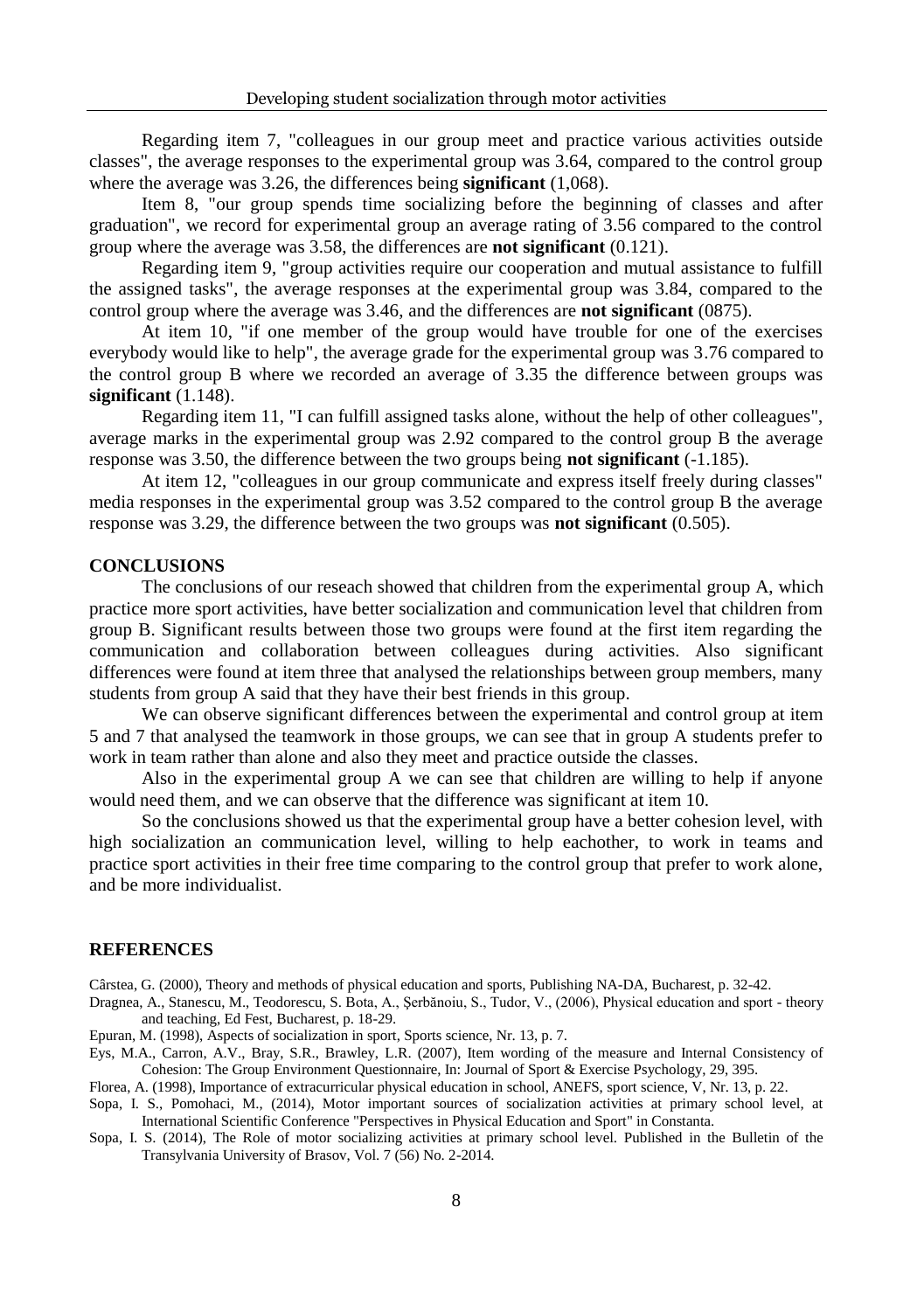Regarding item 7, "colleagues in our group meet and practice various activities outside classes", the average responses to the experimental group was 3.64, compared to the control group where the average was 3.26, the differences being **significant** (1,068).

Item 8, "our group spends time socializing before the beginning of classes and after graduation", we record for experimental group an average rating of 3.56 compared to the control group where the average was 3.58, the differences are **not significant** (0.121).

Regarding item 9, "group activities require our cooperation and mutual assistance to fulfill the assigned tasks", the average responses at the experimental group was 3.84, compared to the control group where the average was 3.46, and the differences are **not significant** (0875).

At item 10, "if one member of the group would have trouble for one of the exercises everybody would like to help", the average grade for the experimental group was 3.76 compared to the control group B where we recorded an average of 3.35 the difference between groups was **significant** (1.148).

Regarding item 11, "I can fulfill assigned tasks alone, without the help of other colleagues", average marks in the experimental group was 2.92 compared to the control group B the average response was 3.50, the difference between the two groups being **not significant** (-1.185).

At item 12, "colleagues in our group communicate and express itself freely during classes" media responses in the experimental group was 3.52 compared to the control group B the average response was 3.29, the difference between the two groups was **not significant** (0.505).

## CONCLUSIONS

The conclusions of our reseach showed that children from the experimental group A, which practice more sport activities, have better socialization and communication level that children from group B. Significant results between those two groups were found at the first item regarding the communication and collaboration between colleagues during activities. Also significant differences were found at item three that analysed the relationships between group members, many students from group A said that they have their best friends in this group.

We can observe significant differences between the experimental and control group at item 5 and 7 that analysed the teamwork in those groups, we can see that in group A students prefer to work in team rather than alone and also they meet and practice outside the classes.

Also in the experimental group A we can see that children are willing to help if anyone would need them, and we can observe that the difference was significant at item 10.

So the conclusions showed us that the experimental group have a better cohesion level, with high socialization an communication level, willing to help eachother, to work in teams and practice sport activities in their free time comparing to the control group that prefer to work alone, and be more individualist.

## REFERENCES

Cârstea, G. (2000), Theory and methods of physical education and sports, Publishing NA-DA, Bucharest, p. 32-42.

Dragnea, A., Stanescu, M., Teodorescu, S. Bota, A., Şerbănoiu, S., Tudor, V., (2006), Physical education and sport - theory and teaching, Ed Fest, Bucharest, p. 18-29.

Epuran, M. (1998), Aspects of socialization in sport, Sports science, Nr. 13, p. 7.

Eys, M.A., Carron, A.V., Bray, S.R., Brawley, L.R. (2007), Item wording of the measure and Internal Consistency of Cohesion: The Group Environment Questionnaire, In: Journal of Sport & Exercise Psychology, 29, 395.

Florea, A. (1998), Importance of extracurricular physical education in school, ANEFS, sport science, V, Nr. 13, p. 22.

Sopa, I. S., Pomohaci, M., (2014), Motor important sources of socialization activities at primary school level, at International Scientific Conference "Perspectives in Physical Education and Sport" in Constanta.

Sopa, I. S. (2014), The Role of motor socializing activities at primary school level. Published in the Bulletin of the Transylvania University of Brasov, Vol. 7 (56) No. 2-2014.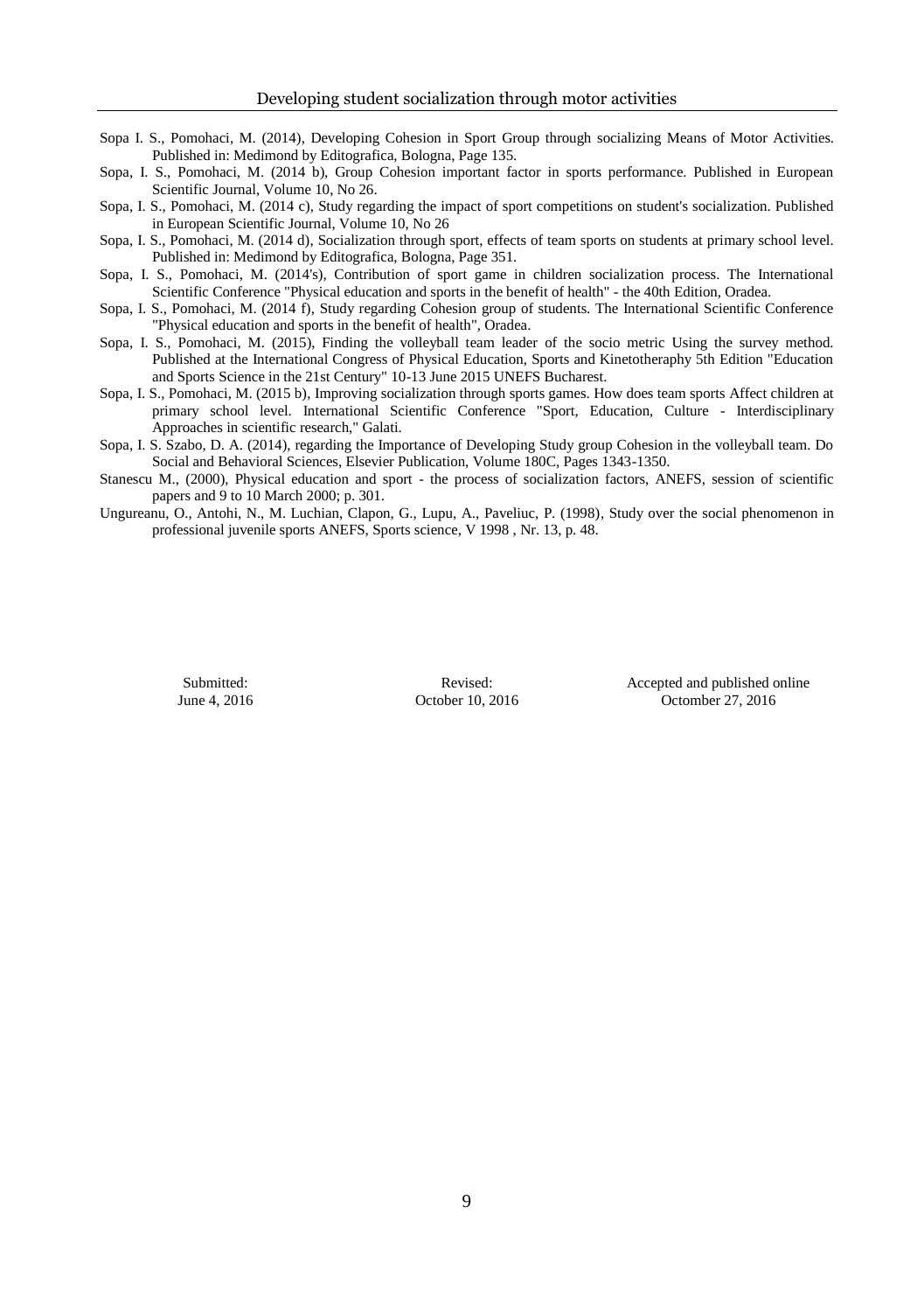Sopa I. S., Pomohaci, M. (2014), Developing Cohesion in Sport Group through socializing Means of Motor Activities. Published in: Medimond by Editografica, Bologna, Page 135.

Sopa, I. S., Pomohaci, M. (2014 b), Group Cohesion important factor in sports performance. Published in European Scientific Journal, Volume 10, No 26.

Sopa, I. S., Pomohaci, M. (2014 c), Study regarding the impact of sport competitions on student's socialization. Published in European Scientific Journal, Volume 10, No 26

Sopa, I. S., Pomohaci, M. (2014 d), Socialization through sport, effects of team sports on students at primary school level. Published in: Medimond by Editografica, Bologna, Page 351.

Sopa, I. S., Pomohaci, M. (2014's), Contribution of sport game in children socialization process. The International Scientific Conference "Physical education and sports in the benefit of health" - the 40th Edition, Oradea.

Sopa, I. S., Pomohaci, M. (2014 f), Study regarding Cohesion group of students. The International Scientific Conference "Physical education and sports in the benefit of health", Oradea.

Sopa, I. S., Pomohaci, M. (2015), Finding the volleyball team leader of the socio metric Using the survey method. Published at the International Congress of Physical Education, Sports and Kinetotheraphy 5th Edition "Education and Sports Science in the 21st Century" 10-13 June 2015 UNEFS Bucharest.

Sopa, I. S., Pomohaci, M. (2015 b), Improving socialization through sports games. How does team sports Affect children at primary school level. International Scientific Conference "Sport, Education, Culture - Interdisciplinary Approaches in scientific research," Galati.

Sopa, I. S. Szabo, D. A. (2014), regarding the Importance of Developing Study group Cohesion in the volleyball team. Do Social and Behavioral Sciences, Elsevier Publication, Volume 180C, Pages 1343-1350.

Stanescu M., (2000), Physical education and sport - the process of socialization factors, ANEFS, session of scientific papers and 9 to 10 March 2000; p. 301.

Ungureanu, O., Antohi, N., M. Luchian, Clapon, G., Lupu, A., Paveliuc, P. (1998), Study over the social phenomenon in professional juvenile sports ANEFS, Sports science, V 1998 , Nr. 13, p. 48.

| Submitted: | Revised: | Accepted and published online |
|---|---|---|
| June 4, 2016 | October 10, 2016 | Octomber 27, 2016 |